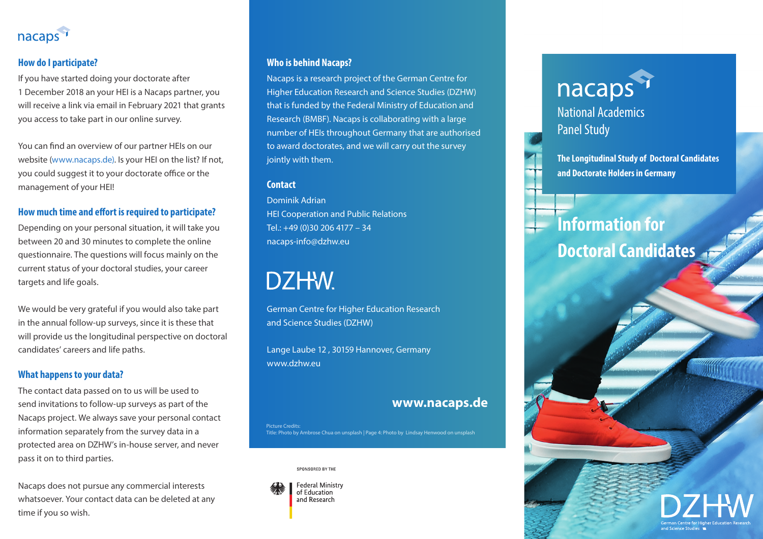nacaps

## How do I participate?

If you have started doing your doctorate after 1 December 2018 an your HEI is a Nacaps partner, you will receive a link via email in February 2021 that grants you access to take part in our online survey.

You can find an overview of our partner HEIs on our website (www.nacaps.de). Is your HEI on the list? If not, you could suggest it to your doctorate office or the management of your HEI!

## How much time and effort is required to participate?

Depending on your personal situation, it will take you between 20 and 30 minutes to complete the online questionnaire. The questions will focus mainly on the current status of your doctoral studies, your career targets and life goals.

We would be very grateful if you would also take part in the annual follow-up surveys, since it is these that will provide us the longitudinal perspective on doctoral candidates' careers and life paths.

## What happens to your data?

The contact data passed on to us will be used to send invitations to follow-up surveys as part of the Nacaps project. We always save your personal contact information separately from the survey data in a protected area on DZHW's in-house server, and never pass it on to third parties.

Nacaps does not pursue any commercial interests whatsoever. Your contact data can be deleted at any time if you so wish.

## Who is behind Nacaps?

Nacaps is a research project of the German Centre for Higher Education Research and Science Studies (DZHW) that is funded by the Federal Ministry of Education and Research (BMBF). Nacaps is collaborating with a large number of HEIs throughout Germany that are authorised to award doctorates, and we will carry out the survey jointly with them.

## Contact

Dominik Adrian
HEI Cooperation and Public Relations
Tel.: +49 (0)30 206 4177 – 34
nacaps-info@dzhw.eu

DZHW.

German Centre for Higher Education Research and Science Studies (DZHW)

Lange Laube 12 , 30159 Hannover, Germany
www.dzhw.eu

**www.nacaps.de**

Picture Credits:
Title: Photo by Ambrose Chua on unsplash | Page 4: Photo by Lindsay Henwood on unsplash

SPONSORED BY THE

Federal Ministry of Education and Research

# nacaps

National Academics Panel Study

**The Longitudinal Study of Doctoral Candidates and Doctorate Holders in Germany**

# Information for Doctoral Candidates

DZHW

German Centre for Higher Education Research and Science Studies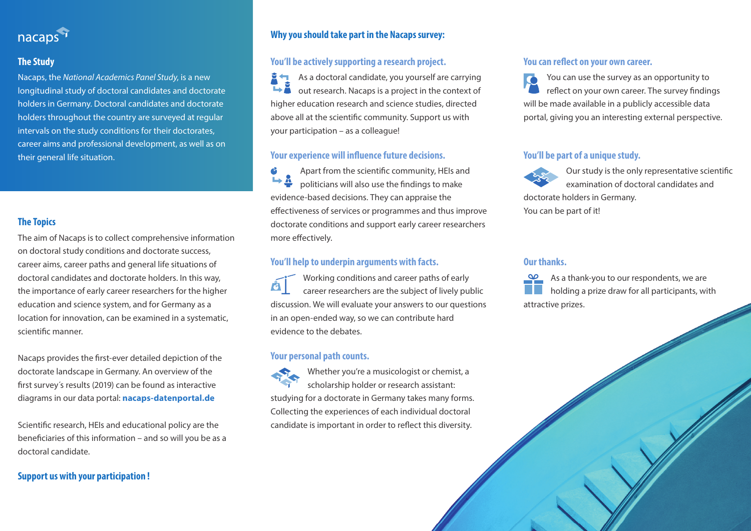nacaps

## The Study

Nacaps, the *National Academics Panel Study*, is a new longitudinal study of doctoral candidates and doctorate holders in Germany. Doctoral candidates and doctorate holders throughout the country are surveyed at regular intervals on the study conditions for their doctorates, career aims and professional development, as well as on their general life situation.

## The Topics

The aim of Nacaps is to collect comprehensive information on doctoral study conditions and doctorate success, career aims, career paths and general life situations of doctoral candidates and doctorate holders. In this way, the importance of early career researchers for the higher education and science system, and for Germany as a location for innovation, can be examined in a systematic, scientific manner.

Nacaps provides the first-ever detailed depiction of the doctorate landscape in Germany. An overview of the first survey´s results (2019) can be found as interactive diagrams in our data portal: **nacaps-datenportal.de**

Scientific research, HEIs and educational policy are the beneficiaries of this information – and so will you be as a doctoral candidate.

**Support us with your participation !**

## Why you should take part in the Nacaps survey:

### You'll be actively supporting a research project.

As a doctoral candidate, you yourself are carrying out research. Nacaps is a project in the context of higher education research and science studies, directed above all at the scientific community. Support us with your participation – as a colleague!

### Your experience will influence future decisions.

Apart from the scientific community, HEIs and politicians will also use the findings to make evidence-based decisions. They can appraise the effectiveness of services or programmes and thus improve doctorate conditions and support early career researchers more effectively.

### You'll help to underpin arguments with facts.

Working conditions and career paths of early career researchers are the subject of lively public discussion. We will evaluate your answers to our questions in an open-ended way, so we can contribute hard evidence to the debates.

### Your personal path counts.

Whether you're a musicologist or chemist, a scholarship holder or research assistant: studying for a doctorate in Germany takes many forms. Collecting the experiences of each individual doctoral candidate is important in order to reflect this diversity.

### You can reflect on your own career.

You can use the survey as an opportunity to reflect on your own career. The survey findings will be made available in a publicly accessible data portal, giving you an interesting external perspective.

### You'll be part of a unique study.

Our study is the only representative scientific examination of doctoral candidates and doctorate holders in Germany.
You can be part of it!

### Our thanks.

As a thank-you to our respondents, we are holding a prize draw for all participants, with attractive prizes.